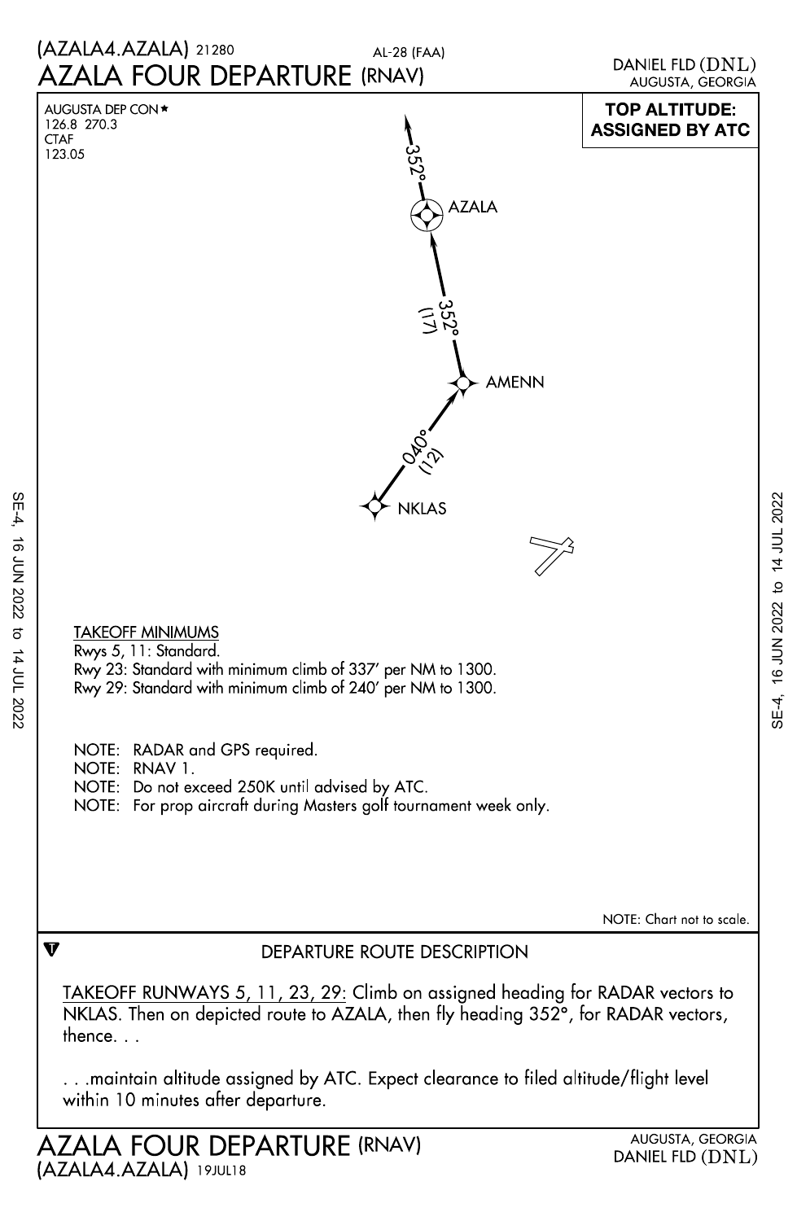(AZALA4.AZALA) 21280

AL-28 (FAA)

# AZALA FOUR DEPARTURE (RNAV)

DANIEL FLD (DNL)
AUGUSTA, GEORGIA

AUGUSTA DEP CON★
126.8 270.3
CTAF
123.05

**TOP ALTITUDE: ASSIGNED BY ATC**

352°

AZALA

352° (17)

AMENN

040° (12)

NKLAS

TAKEOFF MINIMUMS

Rwys 5, 11: Standard.
Rwy 23: Standard with minimum climb of 337' per NM to 1300.
Rwy 29: Standard with minimum climb of 240' per NM to 1300.

NOTE: RADAR and GPS required.
NOTE: RNAV 1.
NOTE: Do not exceed 250K until advised by ATC.
NOTE: For prop aircraft during Masters golf tournament week only.

NOTE: Chart not to scale.

## DEPARTURE ROUTE DESCRIPTION

TAKEOFF RUNWAYS 5, 11, 23, 29: Climb on assigned heading for RADAR vectors to NKLAS. Then on depicted route to AZALA, then fly heading 352°, for RADAR vectors, thence. . .

. . .maintain altitude assigned by ATC. Expect clearance to filed altitude/flight level within 10 minutes after departure.

AZALA FOUR DEPARTURE (RNAV)
(AZALA4.AZALA) 19JUL18

AUGUSTA, GEORGIA
DANIEL FLD (DNL)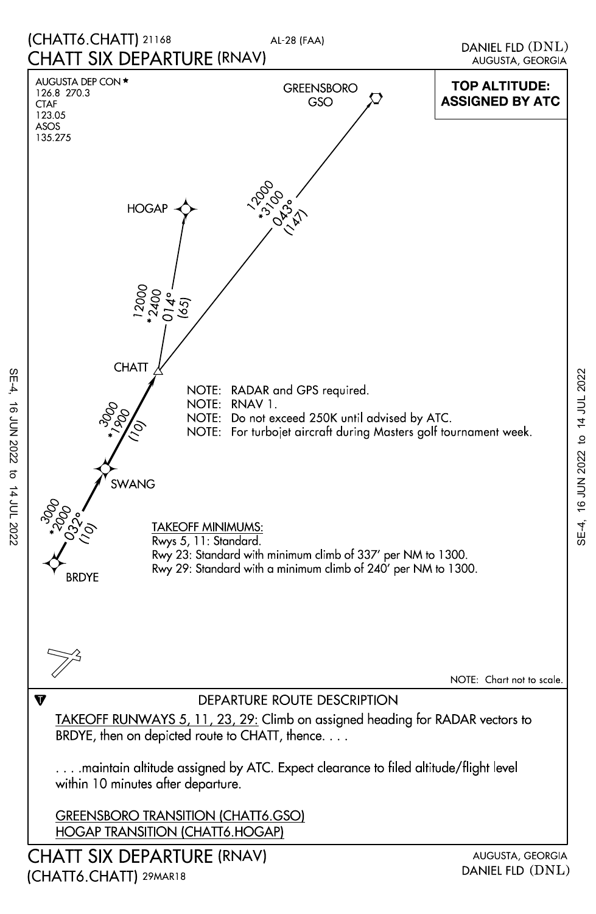# (CHATT6.CHATT) 21168

AL-28 (FAA)

# CHATT SIX DEPARTURE (RNAV)

DANIEL FLD (DNL)
AUGUSTA, GEORGIA

AUGUSTA DEP CON ★
126.8 270.3
CTAF
123.05
ASOS
135.275

**TOP ALTITUDE: ASSIGNED BY ATC**

GREENSBORO
GSO

HOGAP

12000
*3100
043°
(147)

12000
*2400
014°
(65)

CHATT

3000
*1900
(10)

SWANG

3000
*2000
032°
(10)

BRDYE

NOTE: RADAR and GPS required.
NOTE: RNAV 1.
NOTE: Do not exceed 250K until advised by ATC.
NOTE: For turbojet aircraft during Masters golf tournament week.

TAKEOFF MINIMUMS:
Rwys 5, 11: Standard.
Rwy 23: Standard with minimum climb of 337' per NM to 1300.
Rwy 29: Standard with a minimum climb of 240' per NM to 1300.

NOTE: Chart not to scale.

## DEPARTURE ROUTE DESCRIPTION

TAKEOFF RUNWAYS 5, 11, 23, 29: Climb on assigned heading for RADAR vectors to BRDYE, then on depicted route to CHATT, thence. . . .

. . . .maintain altitude assigned by ATC. Expect clearance to filed altitude/flight level within 10 minutes after departure.

GREENSBORO TRANSITION (CHATT6.GSO)
HOGAP TRANSITION (CHATT6.HOGAP)

# CHATT SIX DEPARTURE (RNAV)

(CHATT6.CHATT) 29MAR18

AUGUSTA, GEORGIA
DANIEL FLD (DNL)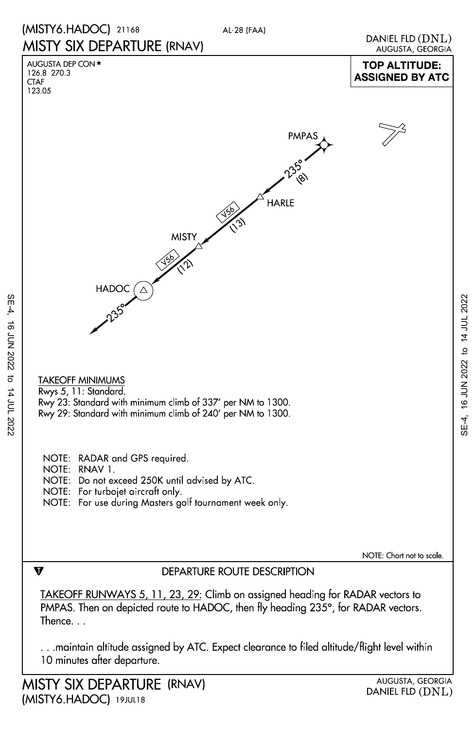(MISTY6.HADOC) 21168 AL-28 (FAA)

# MISTY SIX DEPARTURE (RNAV)

DANIEL FLD (DNL)
AUGUSTA, GEORGIA

AUGUSTA DEP CON ★
126.8 270.3
CTAF
123.05

**TOP ALTITUDE: ASSIGNED BY ATC**

PMPAS
235°
(8)
HARLE
V56
(13)
MISTY
V56
(12)
HADOC
235°

TAKEOFF MINIMUMS
Rwys 5, 11: Standard.
Rwy 23: Standard with minimum climb of 337' per NM to 1300.
Rwy 29: Standard with minimum climb of 240' per NM to 1300.

NOTE: RADAR and GPS required.
NOTE: RNAV 1.
NOTE: Do not exceed 250K until advised by ATC.
NOTE: For turbojet aircraft only.
NOTE: For use during Masters golf tournament week only.

NOTE: Chart not to scale.

## DEPARTURE ROUTE DESCRIPTION

TAKEOFF RUNWAYS 5, 11, 23, 29: Climb on assigned heading for RADAR vectors to PMPAS. Then on depicted route to HADOC, then fly heading 235°, for RADAR vectors. Thence. . .

. . .maintain altitude assigned by ATC. Expect clearance to filed altitude/flight level within 10 minutes after departure.

MISTY SIX DEPARTURE (RNAV)
(MISTY6.HADOC) 19JUL18
AUGUSTA, GEORGIA
DANIEL FLD (DNL)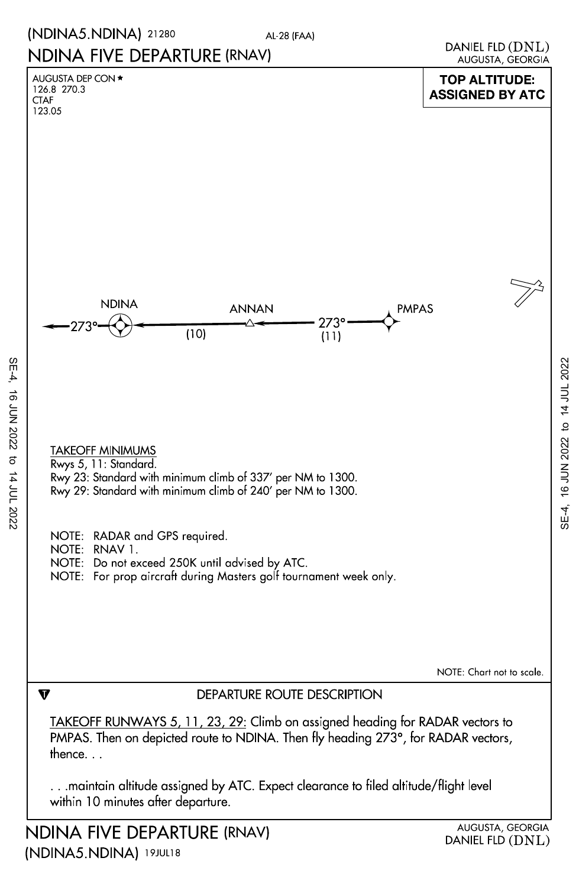(NDINA5.NDINA) 21280 AL-28 (FAA)

# NDINA FIVE DEPARTURE (RNAV)

DANIEL FLD (DNL)
AUGUSTA, GEORGIA

AUGUSTA DEP CON ★
126.8 270.3
CTAF
123.05

**TOP ALTITUDE: ASSIGNED BY ATC**

NDINA ← 273° — (10) — ANNAN ← 273° (11) — PMPAS

273° ← NDINA

TAKEOFF MINIMUMS
Rwys 5, 11: Standard.
Rwy 23: Standard with minimum climb of 337′ per NM to 1300.
Rwy 29: Standard with minimum climb of 240′ per NM to 1300.

NOTE: RADAR and GPS required.
NOTE: RNAV 1.
NOTE: Do not exceed 250K until advised by ATC.
NOTE: For prop aircraft during Masters golf tournament week only.

NOTE: Chart not to scale.

## DEPARTURE ROUTE DESCRIPTION

TAKEOFF RUNWAYS 5, 11, 23, 29: Climb on assigned heading for RADAR vectors to PMPAS. Then on depicted route to NDINA. Then fly heading 273°, for RADAR vectors, thence. . .

. . .maintain altitude assigned by ATC. Expect clearance to filed altitude/flight level within 10 minutes after departure.

NDINA FIVE DEPARTURE (RNAV)
(NDINA5.NDINA) 19JUL18

AUGUSTA, GEORGIA
DANIEL FLD (DNL)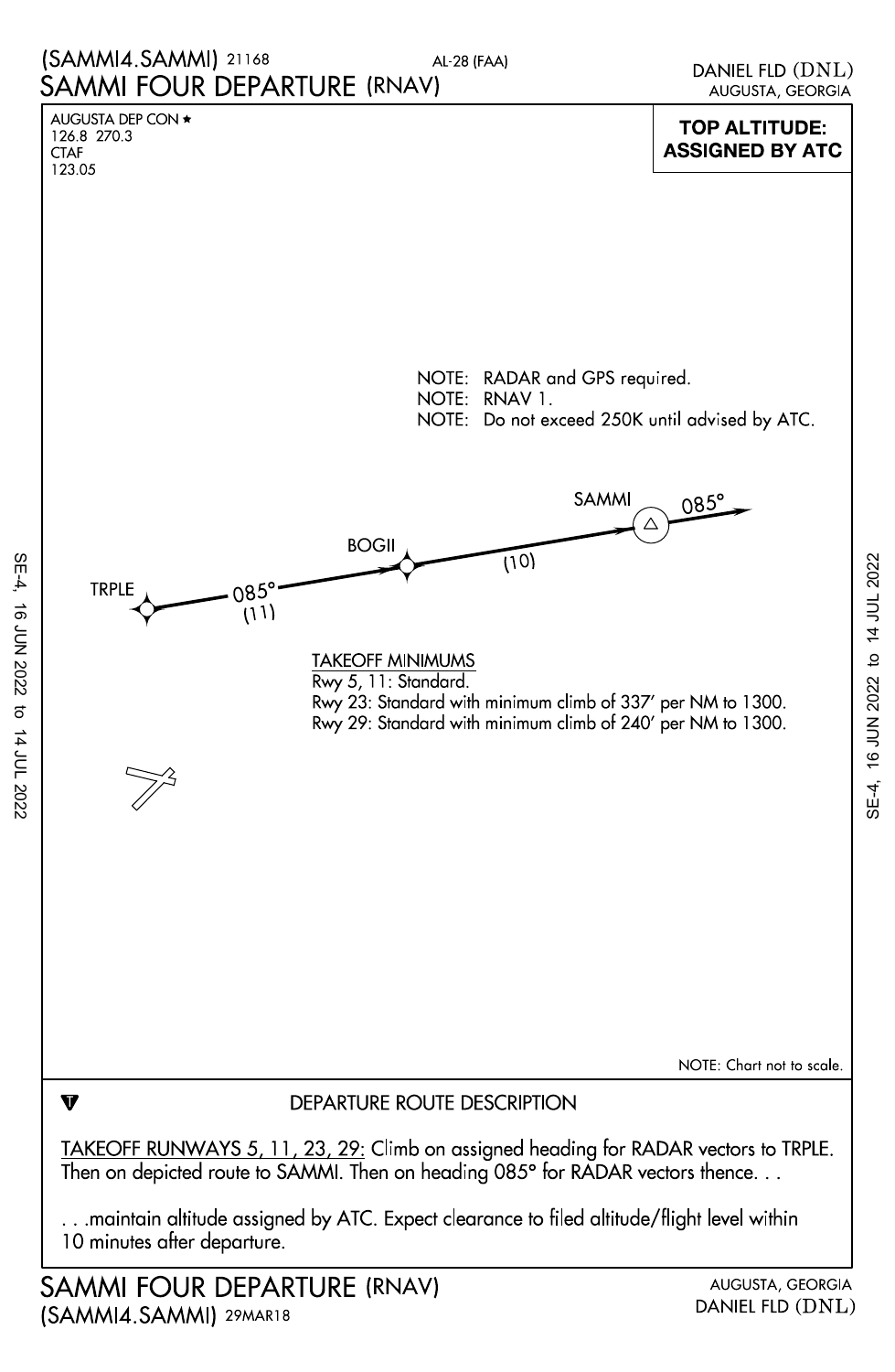(SAMMI4.SAMMI) 21168

AL-28 (FAA)

# SAMMI FOUR DEPARTURE (RNAV)

DANIEL FLD (DNL)
AUGUSTA, GEORGIA

AUGUSTA DEP CON ★
126.8 270.3
CTAF
123.05

**TOP ALTITUDE: ASSIGNED BY ATC**

NOTE: RADAR and GPS required.
NOTE: RNAV 1.
NOTE: Do not exceed 250K until advised by ATC.

SAMMI
085°
BOGII
(10)
TRPLE
085°
(11)

TAKEOFF MINIMUMS
Rwy 5, 11: Standard.
Rwy 23: Standard with minimum climb of 337' per NM to 1300.
Rwy 29: Standard with minimum climb of 240' per NM to 1300.

NOTE: Chart not to scale.

## DEPARTURE ROUTE DESCRIPTION

TAKEOFF RUNWAYS 5, 11, 23, 29: Climb on assigned heading for RADAR vectors to TRPLE. Then on depicted route to SAMMI. Then on heading 085° for RADAR vectors thence. . .

. . .maintain altitude assigned by ATC. Expect clearance to filed altitude/flight level within 10 minutes after departure.

SAMMI FOUR DEPARTURE (RNAV)
(SAMMI4.SAMMI) 29MAR18

AUGUSTA, GEORGIA
DANIEL FLD (DNL)